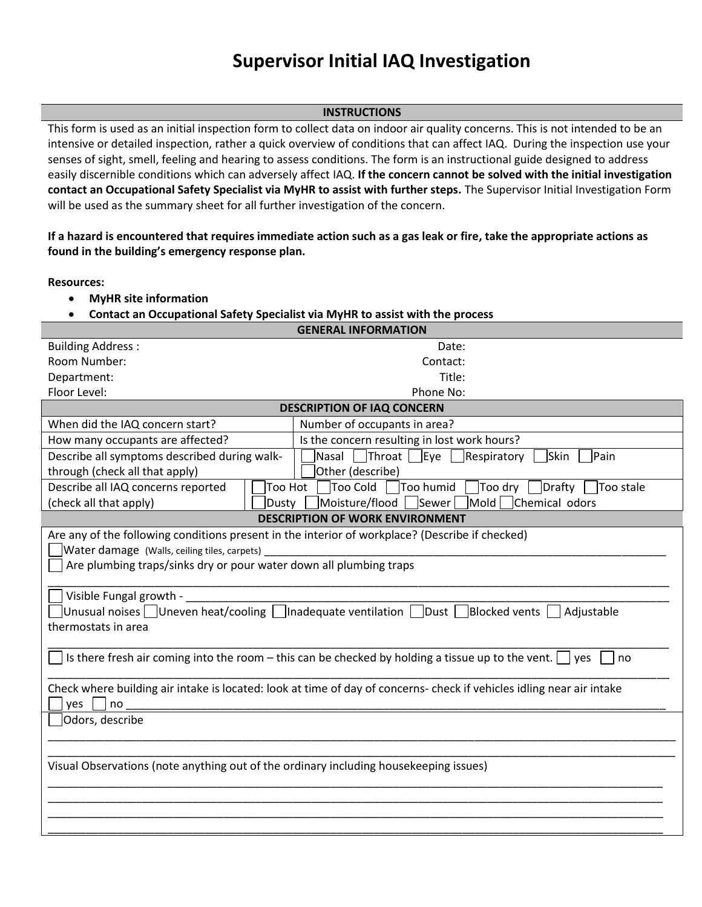# Supervisor Initial IAQ Investigation

## INSTRUCTIONS

This form is used as an initial inspection form to collect data on indoor air quality concerns. This is not intended to be an intensive or detailed inspection, rather a quick overview of conditions that can affect IAQ. During the inspection use your senses of sight, smell, feeling and hearing to assess conditions. The form is an instructional guide designed to address easily discernible conditions which can adversely affect IAQ. **If the concern cannot be solved with the initial investigation contact an Occupational Safety Specialist via MyHR to assist with further steps.** The Supervisor Initial Investigation Form will be used as the summary sheet for all further investigation of the concern.

**If a hazard is encountered that requires immediate action such as a gas leak or fire, take the appropriate actions as found in the building's emergency response plan.**

**Resources:**

- **MyHR site information**
- **Contact an Occupational Safety Specialist via MyHR to assist with the process**

## GENERAL INFORMATION

| | |
|---|---|
| Building Address : | Date: |
| Room Number: | Contact: |
| Department: | Title: |
| Floor Level: | Phone No: |

## DESCRIPTION OF IAQ CONCERN

| | |
|---|---|
| When did the IAQ concern start? | Number of occupants in area? |
| How many occupants are affected? | Is the concern resulting in lost work hours? |
| Describe all symptoms described during walk-through (check all that apply) | ☐ Nasal ☐ Throat ☐ Eye ☐ Respiratory ☐ Skin ☐ Pain ☐ Other (describe) |
| Describe all IAQ concerns reported (check all that apply) | ☐ Too Hot ☐ Too Cold ☐ Too humid ☐ Too dry ☐ Drafty ☐ Too stale ☐ Dusty ☐ Moisture/flood ☐ Sewer ☐ Mold ☐ Chemical odors |

## DESCRIPTION OF WORK ENVIRONMENT

Are any of the following conditions present in the interior of workplace? (Describe if checked)

☐ Water damage (Walls, ceiling tiles, carpets) ______________________________

☐ Are plumbing traps/sinks dry or pour water down all plumbing traps

______________________________

☐ Visible Fungal growth - ______________________________

☐ Unusual noises ☐ Uneven heat/cooling ☐ Inadequate ventilation ☐ Dust ☐ Blocked vents ☐ Adjustable thermostats in area

______________________________

☐ Is there fresh air coming into the room – this can be checked by holding a tissue up to the vent. ☐ yes ☐ no

______________________________

Check where building air intake is located: look at time of day of concerns- check if vehicles idling near air intake

☐ yes ☐ no ______________________________

☐ Odors, describe

______________________________

______________________________

Visual Observations (note anything out of the ordinary including housekeeping issues)

______________________________

______________________________

______________________________

______________________________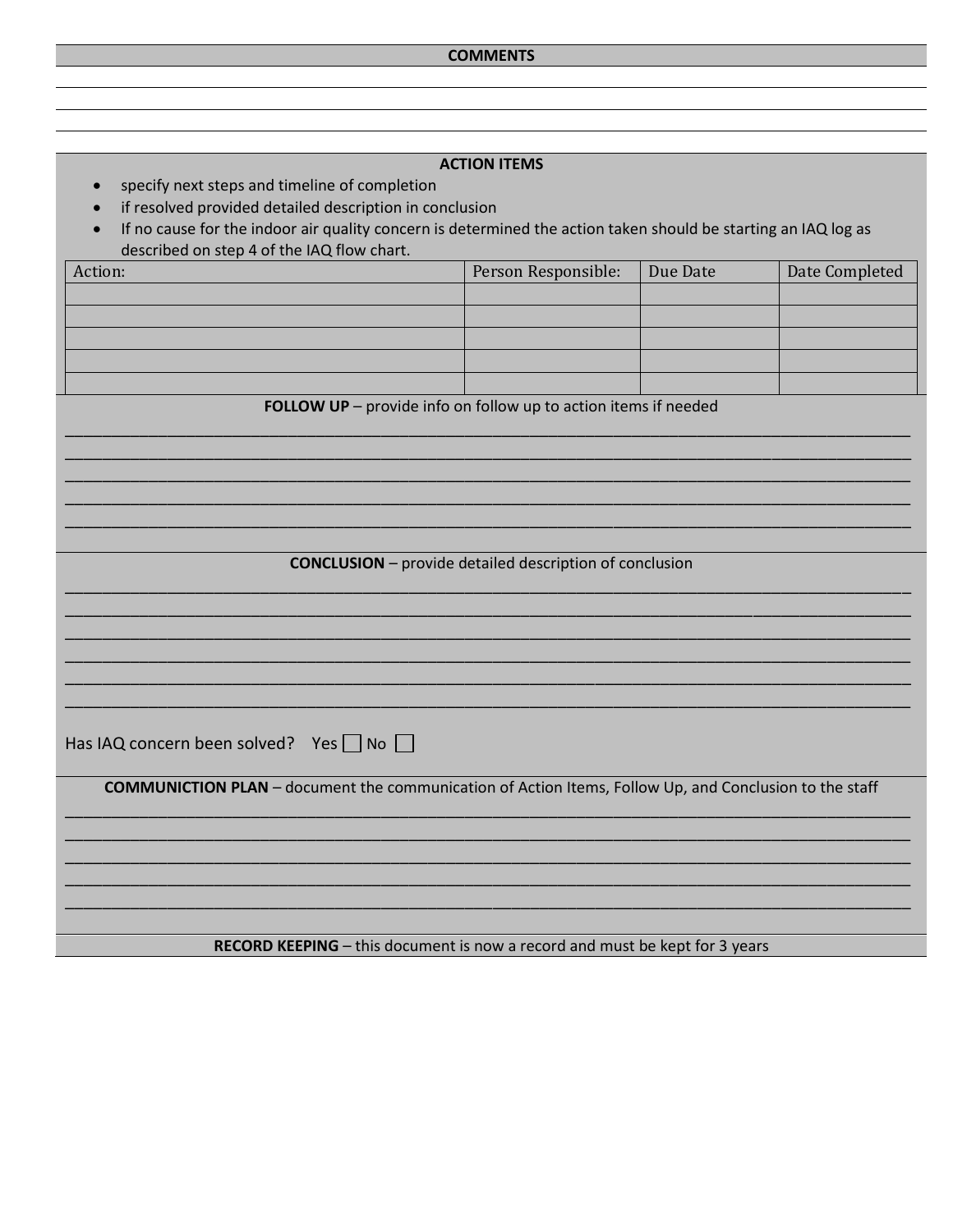## COMMENTS

## ACTION ITEMS

- specify next steps and timeline of completion
- if resolved provided detailed description in conclusion
- If no cause for the indoor air quality concern is determined the action taken should be starting an IAQ log as described on step 4 of the IAQ flow chart.

| Action: | Person Responsible: | Due Date | Date Completed |
|---|---|---|---|
| | | | |
| | | | |
| | | | |
| | | | |
| | | | |

**FOLLOW UP** – provide info on follow up to action items if needed

______________________________________________________________________________________________

______________________________________________________________________________________________

______________________________________________________________________________________________

______________________________________________________________________________________________

______________________________________________________________________________________________

**CONCLUSION** – provide detailed description of conclusion

______________________________________________________________________________________________

______________________________________________________________________________________________

______________________________________________________________________________________________

______________________________________________________________________________________________

______________________________________________________________________________________________

______________________________________________________________________________________________

Has IAQ concern been solved? Yes ☐ No ☐

**COMMUNICTION PLAN** – document the communication of Action Items, Follow Up, and Conclusion to the staff

______________________________________________________________________________________________

______________________________________________________________________________________________

______________________________________________________________________________________________

______________________________________________________________________________________________

______________________________________________________________________________________________

**RECORD KEEPING** – this document is now a record and must be kept for 3 years